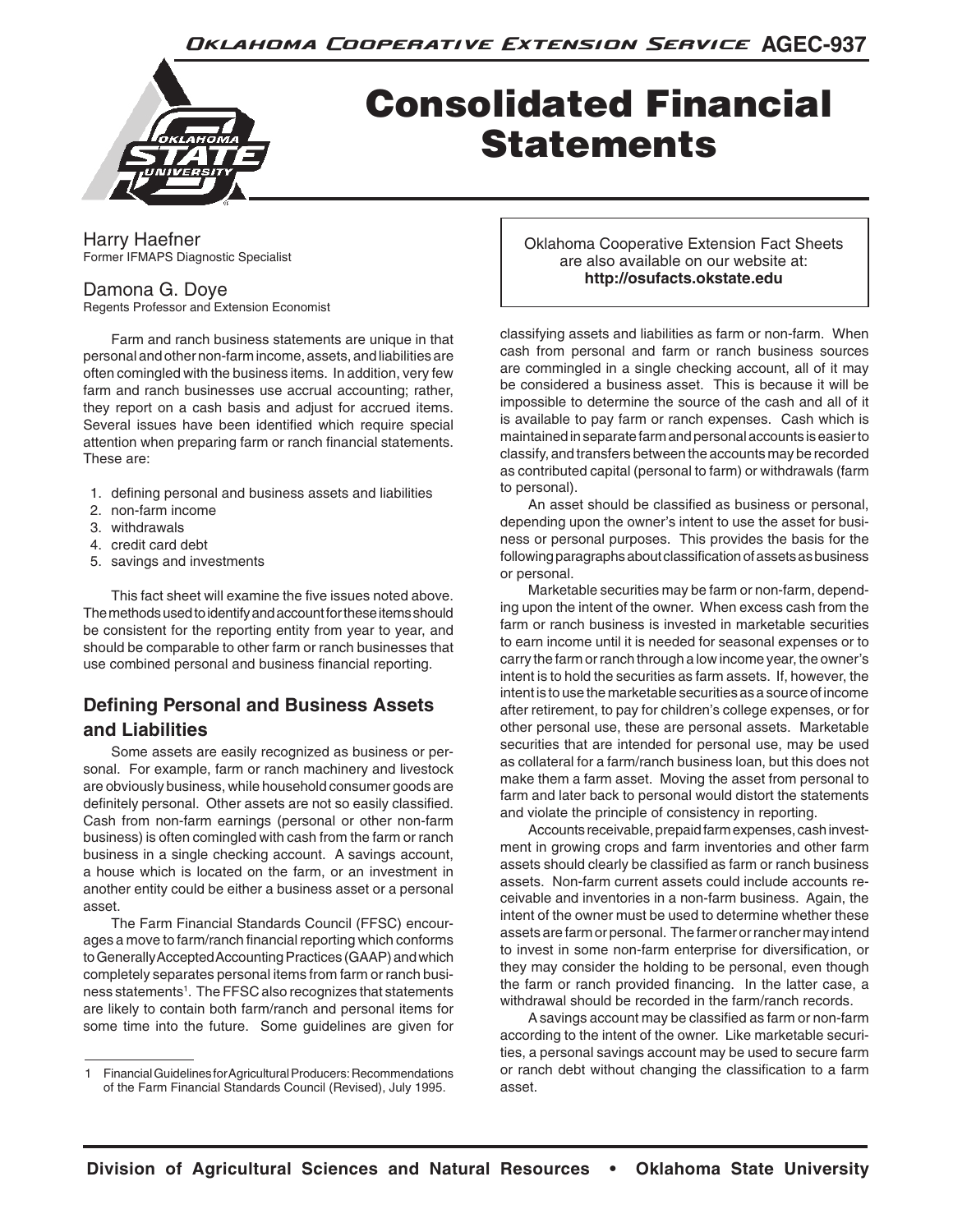# Consolidated Financial Statements

Harry Haefner
Former IFMAPS Diagnostic Specialist

Damona G. Doye
Regents Professor and Extension Economist

Oklahoma Cooperative Extension Fact Sheets are also available on our website at: **http://osufacts.okstate.edu**

Farm and ranch business statements are unique in that personal and other non-farm income, assets, and liabilities are often comingled with the business items. In addition, very few farm and ranch businesses use accrual accounting; rather, they report on a cash basis and adjust for accrued items. Several issues have been identified which require special attention when preparing farm or ranch financial statements. These are:

1. defining personal and business assets and liabilities
2. non-farm income
3. withdrawals
4. credit card debt
5. savings and investments

This fact sheet will examine the five issues noted above. The methods used to identify and account for these items should be consistent for the reporting entity from year to year, and should be comparable to other farm or ranch businesses that use combined personal and business financial reporting.

## Defining Personal and Business Assets and Liabilities

Some assets are easily recognized as business or personal. For example, farm or ranch machinery and livestock are obviously business, while household consumer goods are definitely personal. Other assets are not so easily classified. Cash from non-farm earnings (personal or other non-farm business) is often comingled with cash from the farm or ranch business in a single checking account. A savings account, a house which is located on the farm, or an investment in another entity could be either a business asset or a personal asset.

The Farm Financial Standards Council (FFSC) encourages a move to farm/ranch financial reporting which conforms to Generally Accepted Accounting Practices (GAAP) and which completely separates personal items from farm or ranch business statements[1]. The FFSC also recognizes that statements are likely to contain both farm/ranch and personal items for some time into the future. Some guidelines are given for classifying assets and liabilities as farm or non-farm. When cash from personal and farm or ranch business sources are commingled in a single checking account, all of it may be considered a business asset. This is because it will be impossible to determine the source of the cash and all of it is available to pay farm or ranch expenses. Cash which is maintained in separate farm and personal accounts is easier to classify, and transfers between the accounts may be recorded as contributed capital (personal to farm) or withdrawals (farm to personal).

An asset should be classified as business or personal, depending upon the owner's intent to use the asset for business or personal purposes. This provides the basis for the following paragraphs about classification of assets as business or personal.

Marketable securities may be farm or non-farm, depending upon the intent of the owner. When excess cash from the farm or ranch business is invested in marketable securities to earn income until it is needed for seasonal expenses or to carry the farm or ranch through a low income year, the owner's intent is to hold the securities as farm assets. If, however, the intent is to use the marketable securities as a source of income after retirement, to pay for children's college expenses, or for other personal use, these are personal assets. Marketable securities that are intended for personal use, may be used as collateral for a farm/ranch business loan, but this does not make them a farm asset. Moving the asset from personal to farm and later back to personal would distort the statements and violate the principle of consistency in reporting.

Accounts receivable, prepaid farm expenses, cash investment in growing crops and farm inventories and other farm assets should clearly be classified as farm or ranch business assets. Non-farm current assets could include accounts receivable and inventories in a non-farm business. Again, the intent of the owner must be used to determine whether these assets are farm or personal. The farmer or rancher may intend to invest in some non-farm enterprise for diversification, or they may consider the holding to be personal, even though the farm or ranch provided financing. In the latter case, a withdrawal should be recorded in the farm/ranch records.

A savings account may be classified as farm or non-farm according to the intent of the owner. Like marketable securities, a personal savings account may be used to secure farm or ranch debt without changing the classification to a farm asset.

---

1 Financial Guidelines for Agricultural Producers: Recommendations of the Farm Financial Standards Council (Revised), July 1995.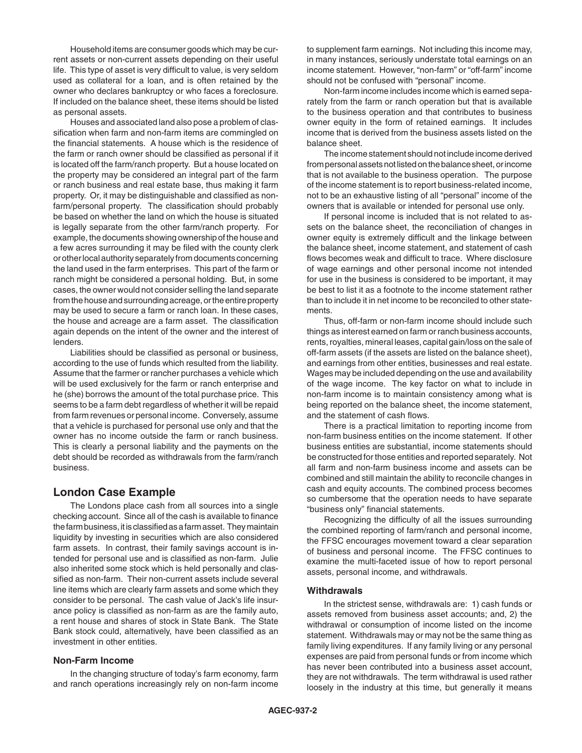Household items are consumer goods which may be current assets or non-current assets depending on their useful life. This type of asset is very difficult to value, is very seldom used as collateral for a loan, and is often retained by the owner who declares bankruptcy or who faces a foreclosure. If included on the balance sheet, these items should be listed as personal assets.

Houses and associated land also pose a problem of classification when farm and non-farm items are commingled on the financial statements. A house which is the residence of the farm or ranch owner should be classified as personal if it is located off the farm/ranch property. But a house located on the property may be considered an integral part of the farm or ranch business and real estate base, thus making it farm property. Or, it may be distinguishable and classified as non-farm/personal property. The classification should probably be based on whether the land on which the house is situated is legally separate from the other farm/ranch property. For example, the documents showing ownership of the house and a few acres surrounding it may be filed with the county clerk or other local authority separately from documents concerning the land used in the farm enterprises. This part of the farm or ranch might be considered a personal holding. But, in some cases, the owner would not consider selling the land separate from the house and surrounding acreage, or the entire property may be used to secure a farm or ranch loan. In these cases, the house and acreage are a farm asset. The classification again depends on the intent of the owner and the interest of lenders.

Liabilities should be classified as personal or business, according to the use of funds which resulted from the liability. Assume that the farmer or rancher purchases a vehicle which will be used exclusively for the farm or ranch enterprise and he (she) borrows the amount of the total purchase price. This seems to be a farm debt regardless of whether it will be repaid from farm revenues or personal income. Conversely, assume that a vehicle is purchased for personal use only and that the owner has no income outside the farm or ranch business. This is clearly a personal liability and the payments on the debt should be recorded as withdrawals from the farm/ranch business.

## London Case Example

The Londons place cash from all sources into a single checking account. Since all of the cash is available to finance the farm business, it is classified as a farm asset. They maintain liquidity by investing in securities which are also considered farm assets. In contrast, their family savings account is intended for personal use and is classified as non-farm. Julie also inherited some stock which is held personally and classified as non-farm. Their non-current assets include several line items which are clearly farm assets and some which they consider to be personal. The cash value of Jack's life insurance policy is classified as non-farm as are the family auto, a rent house and shares of stock in State Bank. The State Bank stock could, alternatively, have been classified as an investment in other entities.

### Non-Farm Income

In the changing structure of today's farm economy, farm and ranch operations increasingly rely on non-farm income to supplement farm earnings. Not including this income may, in many instances, seriously understate total earnings on an income statement. However, "non-farm" or "off-farm" income should not be confused with "personal" income.

Non-farm income includes income which is earned separately from the farm or ranch operation but that is available to the business operation and that contributes to business owner equity in the form of retained earnings. It includes income that is derived from the business assets listed on the balance sheet.

The income statement should not include income derived from personal assets not listed on the balance sheet, or income that is not available to the business operation. The purpose of the income statement is to report business-related income, not to be an exhaustive listing of all "personal" income of the owners that is available or intended for personal use only.

If personal income is included that is not related to assets on the balance sheet, the reconciliation of changes in owner equity is extremely difficult and the linkage between the balance sheet, income statement, and statement of cash flows becomes weak and difficult to trace. Where disclosure of wage earnings and other personal income not intended for use in the business is considered to be important, it may be best to list it as a footnote to the income statement rather than to include it in net income to be reconciled to other statements.

Thus, off-farm or non-farm income should include such things as interest earned on farm or ranch business accounts, rents, royalties, mineral leases, capital gain/loss on the sale of off-farm assets (if the assets are listed on the balance sheet), and earnings from other entities, businesses and real estate. Wages may be included depending on the use and availability of the wage income. The key factor on what to include in non-farm income is to maintain consistency among what is being reported on the balance sheet, the income statement, and the statement of cash flows.

There is a practical limitation to reporting income from non-farm business entities on the income statement. If other business entities are substantial, income statements should be constructed for those entities and reported separately. Not all farm and non-farm business income and assets can be combined and still maintain the ability to reconcile changes in cash and equity accounts. The combined process becomes so cumbersome that the operation needs to have separate "business only" financial statements.

Recognizing the difficulty of all the issues surrounding the combined reporting of farm/ranch and personal income, the FFSC encourages movement toward a clear separation of business and personal income. The FFSC continues to examine the multi-faceted issue of how to report personal assets, personal income, and withdrawals.

### Withdrawals

In the strictest sense, withdrawals are: 1) cash funds or assets removed from business asset accounts; and, 2) the withdrawal or consumption of income listed on the income statement. Withdrawals may or may not be the same thing as family living expenditures. If any family living or any personal expenses are paid from personal funds or from income which has never been contributed into a business asset account, they are not withdrawals. The term withdrawal is used rather loosely in the industry at this time, but generally it means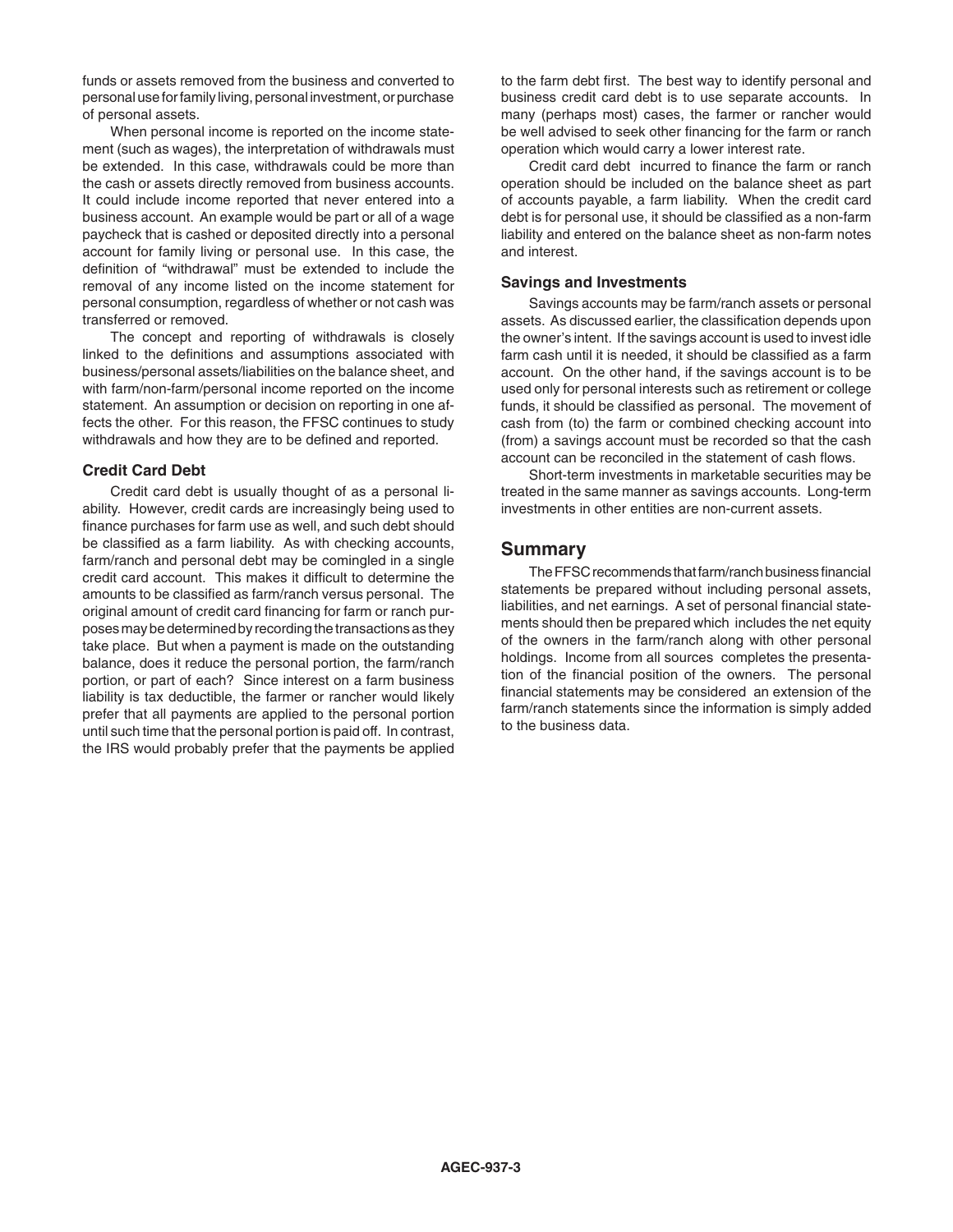funds or assets removed from the business and converted to personal use for family living, personal investment, or purchase of personal assets.

When personal income is reported on the income statement (such as wages), the interpretation of withdrawals must be extended. In this case, withdrawals could be more than the cash or assets directly removed from business accounts. It could include income reported that never entered into a business account. An example would be part or all of a wage paycheck that is cashed or deposited directly into a personal account for family living or personal use. In this case, the definition of "withdrawal" must be extended to include the removal of any income listed on the income statement for personal consumption, regardless of whether or not cash was transferred or removed.

The concept and reporting of withdrawals is closely linked to the definitions and assumptions associated with business/personal assets/liabilities on the balance sheet, and with farm/non-farm/personal income reported on the income statement. An assumption or decision on reporting in one affects the other. For this reason, the FFSC continues to study withdrawals and how they are to be defined and reported.

### Credit Card Debt

Credit card debt is usually thought of as a personal liability. However, credit cards are increasingly being used to finance purchases for farm use as well, and such debt should be classified as a farm liability. As with checking accounts, farm/ranch and personal debt may be comingled in a single credit card account. This makes it difficult to determine the amounts to be classified as farm/ranch versus personal. The original amount of credit card financing for farm or ranch purposes may be determined by recording the transactions as they take place. But when a payment is made on the outstanding balance, does it reduce the personal portion, the farm/ranch portion, or part of each? Since interest on a farm business liability is tax deductible, the farmer or rancher would likely prefer that all payments are applied to the personal portion until such time that the personal portion is paid off. In contrast, the IRS would probably prefer that the payments be applied to the farm debt first. The best way to identify personal and business credit card debt is to use separate accounts. In many (perhaps most) cases, the farmer or rancher would be well advised to seek other financing for the farm or ranch operation which would carry a lower interest rate.

Credit card debt incurred to finance the farm or ranch operation should be included on the balance sheet as part of accounts payable, a farm liability. When the credit card debt is for personal use, it should be classified as a non-farm liability and entered on the balance sheet as non-farm notes and interest.

### Savings and Investments

Savings accounts may be farm/ranch assets or personal assets. As discussed earlier, the classification depends upon the owner's intent. If the savings account is used to invest idle farm cash until it is needed, it should be classified as a farm account. On the other hand, if the savings account is to be used only for personal interests such as retirement or college funds, it should be classified as personal. The movement of cash from (to) the farm or combined checking account into (from) a savings account must be recorded so that the cash account can be reconciled in the statement of cash flows.

Short-term investments in marketable securities may be treated in the same manner as savings accounts. Long-term investments in other entities are non-current assets.

## Summary

The FFSC recommends that farm/ranch business financial statements be prepared without including personal assets, liabilities, and net earnings. A set of personal financial statements should then be prepared which includes the net equity of the owners in the farm/ranch along with other personal holdings. Income from all sources completes the presentation of the financial position of the owners. The personal financial statements may be considered an extension of the farm/ranch statements since the information is simply added to the business data.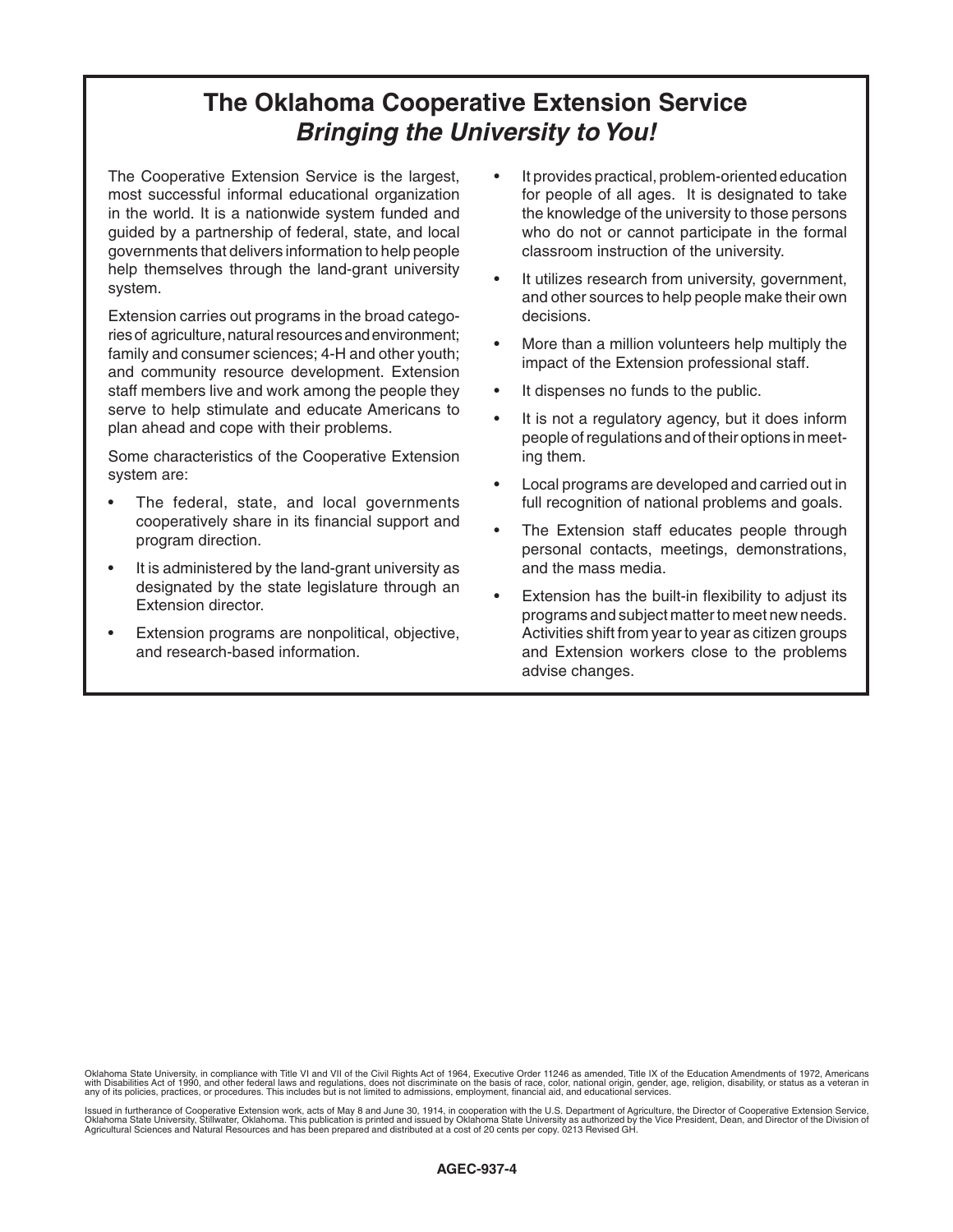## The Oklahoma Cooperative Extension Service
### *Bringing the University to You!*

The Cooperative Extension Service is the largest, most successful informal educational organization in the world. It is a nationwide system funded and guided by a partnership of federal, state, and local governments that delivers information to help people help themselves through the land-grant university system.

Extension carries out programs in the broad categories of agriculture, natural resources and environment; family and consumer sciences; 4-H and other youth; and community resource development. Extension staff members live and work among the people they serve to help stimulate and educate Americans to plan ahead and cope with their problems.

Some characteristics of the Cooperative Extension system are:

- The federal, state, and local governments cooperatively share in its financial support and program direction.
- It is administered by the land-grant university as designated by the state legislature through an Extension director.
- Extension programs are nonpolitical, objective, and research-based information.
- It provides practical, problem-oriented education for people of all ages. It is designated to take the knowledge of the university to those persons who do not or cannot participate in the formal classroom instruction of the university.
- It utilizes research from university, government, and other sources to help people make their own decisions.
- More than a million volunteers help multiply the impact of the Extension professional staff.
- It dispenses no funds to the public.
- It is not a regulatory agency, but it does inform people of regulations and of their options in meeting them.
- Local programs are developed and carried out in full recognition of national problems and goals.
- The Extension staff educates people through personal contacts, meetings, demonstrations, and the mass media.
- Extension has the built-in flexibility to adjust its programs and subject matter to meet new needs. Activities shift from year to year as citizen groups and Extension workers close to the problems advise changes.

Oklahoma State University, in compliance with Title VI and VII of the Civil Rights Act of 1964, Executive Order 11246 as amended, Title IX of the Education Amendments of 1972, Americans with Disabilities Act of 1990, and other federal laws and regulations, does not discriminate on the basis of race, color, national origin, gender, age, religion, disability, or status as a veteran in any of its policies, practices, or procedures. This includes but is not limited to admissions, employment, financial aid, and educational services.

Issued in furtherance of Cooperative Extension work, acts of May 8 and June 30, 1914, in cooperation with the U.S. Department of Agriculture, the Director of Cooperative Extension Service, Oklahoma State University, Stillwater, Oklahoma. This publication is printed and issued by Oklahoma State University as authorized by the Vice President, Dean, and Director of the Division of Agricultural Sciences and Natural Resources and has been prepared and distributed at a cost of 20 cents per copy. 0213 Revised GH.

AGEC-937-4